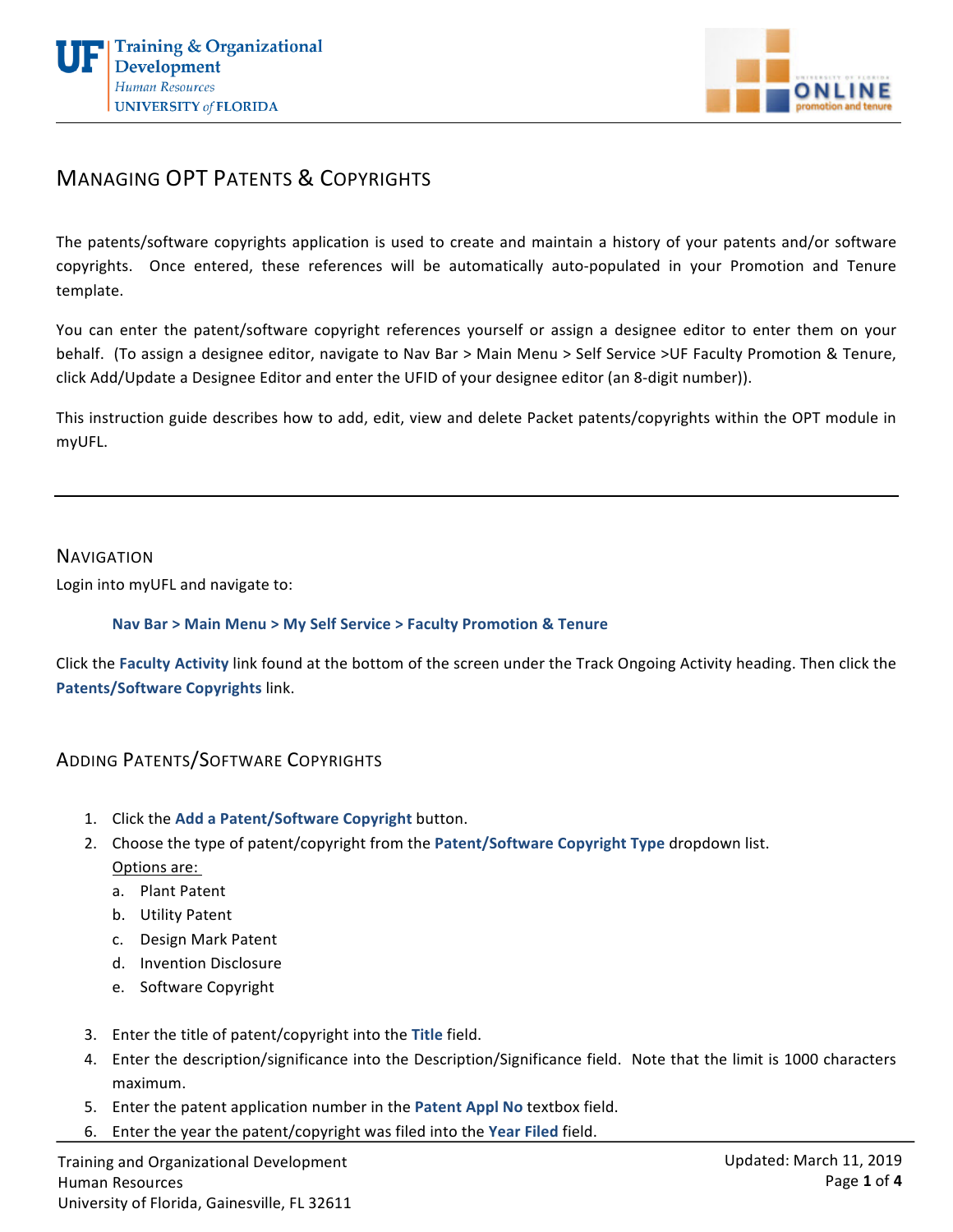# Managing OPT Patents & Copyrights

The patents/software copyrights application is used to create and maintain a history of your patents and/or software copyrights. Once entered, these references will be automatically auto-populated in your Promotion and Tenure template.

You can enter the patent/software copyright references yourself or assign a designee editor to enter them on your behalf. (To assign a designee editor, navigate to Nav Bar > Main Menu > Self Service >UF Faculty Promotion & Tenure, click Add/Update a Designee Editor and enter the UFID of your designee editor (an 8-digit number)).

This instruction guide describes how to add, edit, view and delete Packet patents/copyrights within the OPT module in myUFL.

---

## Navigation

Login into myUFL and navigate to:

> **Nav Bar > Main Menu > My Self Service > Faculty Promotion & Tenure**

Click the **Faculty Activity** link found at the bottom of the screen under the Track Ongoing Activity heading. Then click the **Patents/Software Copyrights** link.

## Adding Patents/Software Copyrights

1. Click the **Add a Patent/Software Copyright** button.
2. Choose the type of patent/copyright from the **Patent/Software Copyright Type** dropdown list.
   Options are:
   a. Plant Patent
   b. Utility Patent
   c. Design Mark Patent
   d. Invention Disclosure
   e. Software Copyright
3. Enter the title of patent/copyright into the **Title** field.
4. Enter the description/significance into the Description/Significance field. Note that the limit is 1000 characters maximum.
5. Enter the patent application number in the **Patent Appl No** textbox field.
6. Enter the year the patent/copyright was filed into the **Year Filed** field.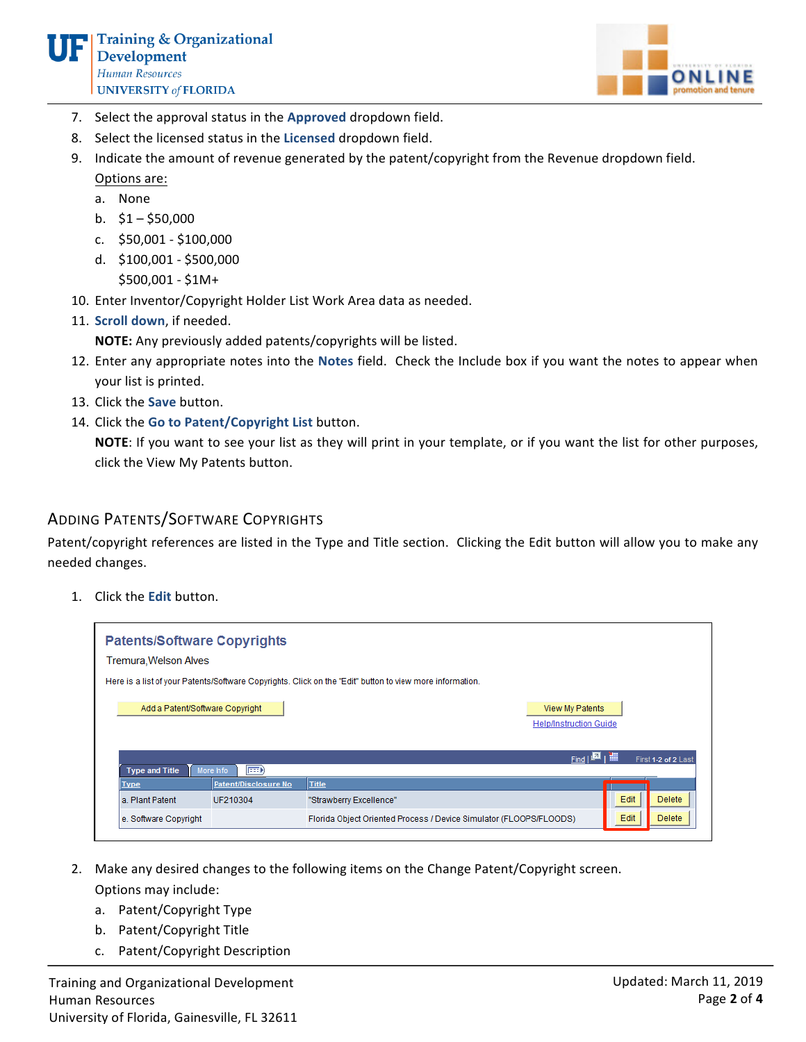7. Select the approval status in the **Approved** dropdown field.
8. Select the licensed status in the **Licensed** dropdown field.
9. Indicate the amount of revenue generated by the patent/copyright from the Revenue dropdown field.
   Options are:
   a. None
   b. $1 – $50,000
   c. $50,001 - $100,000
   d. $100,001 - $500,000
      $500,001 - $1M+
10. Enter Inventor/Copyright Holder List Work Area data as needed.
11. **Scroll down**, if needed.
    **NOTE:** Any previously added patents/copyrights will be listed.
12. Enter any appropriate notes into the **Notes** field. Check the Include box if you want the notes to appear when your list is printed.
13. Click the **Save** button.
14. Click the **Go to Patent/Copyright List** button.
    **NOTE**: If you want to see your list as they will print in your template, or if you want the list for other purposes, click the View My Patents button.

## Adding Patents/Software Copyrights

Patent/copyright references are listed in the Type and Title section. Clicking the Edit button will allow you to make any needed changes.

1. Click the **Edit** button.

**Patents/Software Copyrights**

Tremura,Welson Alves

Here is a list of your Patents/Software Copyrights. Click on the "Edit" button to view more information.

Add a Patent/Software Copyright | View My Patents | Help/Instruction Guide

| Type | Patent/Disclosure No | Title | | |
|---|---|---|---|---|
| a. Plant Patent | UF210304 | "Strawberry Excellence" | Edit | Delete |
| e. Software Copyright | | Florida Object Oriented Process / Device Simulator (FLOOPS/FLOODS) | Edit | Delete |

2. Make any desired changes to the following items on the Change Patent/Copyright screen.
   Options may include:
   a. Patent/Copyright Type
   b. Patent/Copyright Title
   c. Patent/Copyright Description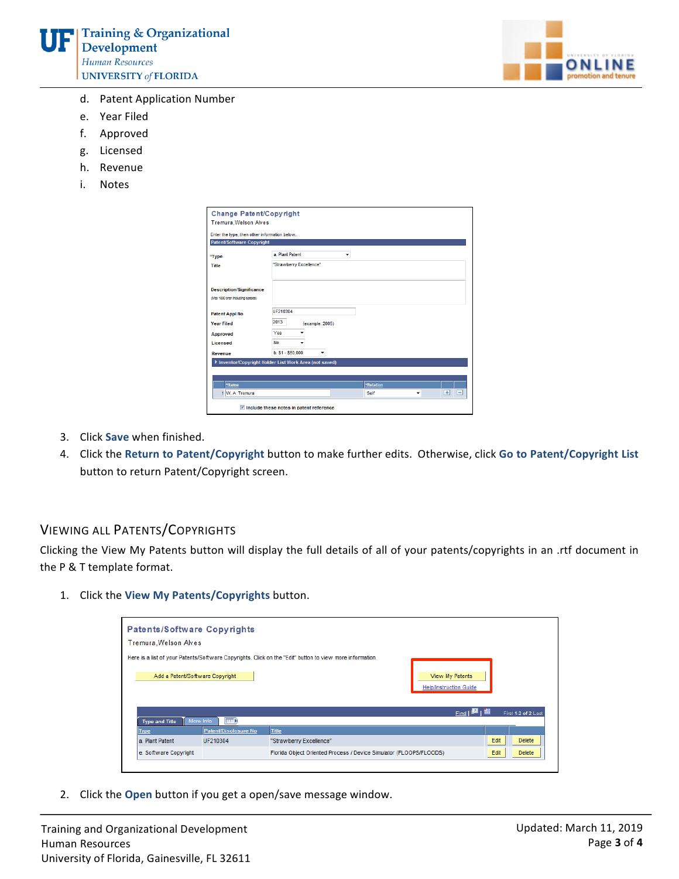d. Patent Application Number
e. Year Filed
f. Approved
g. Licensed
h. Revenue
i. Notes

3. Click **Save** when finished.
4. Click the **Return to Patent/Copyright** button to make further edits. Otherwise, click **Go to Patent/Copyright List** button to return Patent/Copyright screen.

## Viewing All Patents/Copyrights

Clicking the View My Patents button will display the full details of all of your patents/copyrights in an .rtf document in the P & T template format.

1. Click the **View My Patents/Copyrights** button.

2. Click the **Open** button if you get a open/save message window.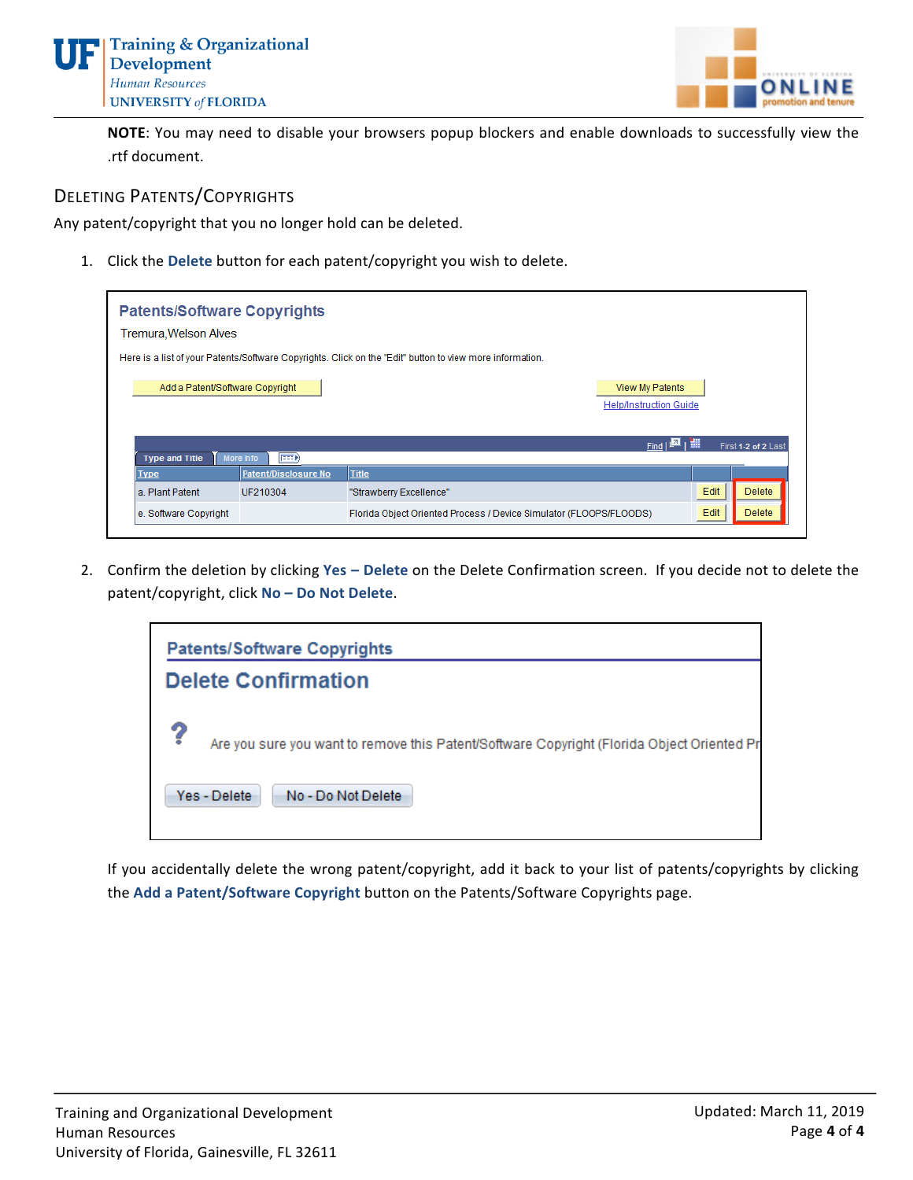**NOTE**: You may need to disable your browsers popup blockers and enable downloads to successfully view the .rtf document.

## Deleting Patents/Copyrights

Any patent/copyright that you no longer hold can be deleted.

1. Click the **Delete** button for each patent/copyright you wish to delete.

Patents/Software Copyrights

Tremura,Welson Alves

Here is a list of your Patents/Software Copyrights. Click on the "Edit" button to view more information.

Add a Patent/Software Copyright

View My Patents

Help/Instruction Guide

Find | First 1-2 of 2 Last

Type and Title | More Info

| Type | Patent/Disclosure No | Title | | |
|---|---|---|---|---|
| a. Plant Patent | UF210304 | "Strawberry Excellence" | Edit | Delete |
| e. Software Copyright | | Florida Object Oriented Process / Device Simulator (FLOOPS/FLOODS) | Edit | Delete |

2. Confirm the deletion by clicking **Yes – Delete** on the Delete Confirmation screen. If you decide not to delete the patent/copyright, click **No – Do Not Delete**.

Patents/Software Copyrights

Delete Confirmation

Are you sure you want to remove this Patent/Software Copyright (Florida Object Oriented Pr

Yes - Delete | No - Do Not Delete

If you accidentally delete the wrong patent/copyright, add it back to your list of patents/copyrights by clicking the **Add a Patent/Software Copyright** button on the Patents/Software Copyrights page.